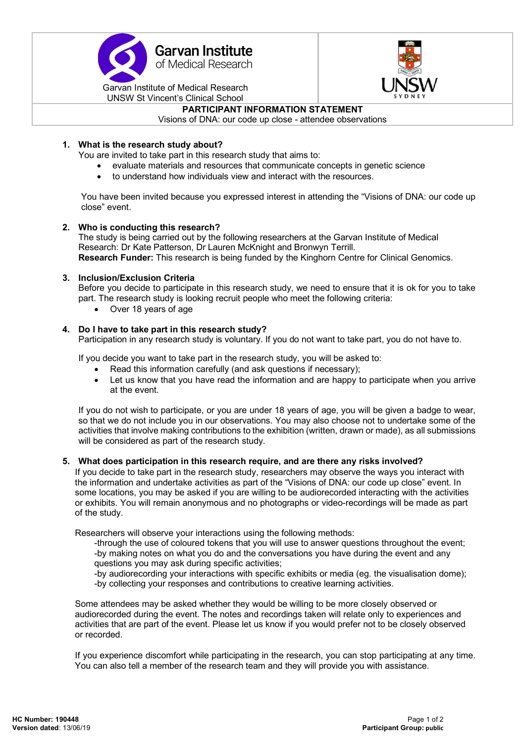Garvan Institute of Medical Research
UNSW St Vincent's Clinical School

UNSW SYDNEY

**PARTICIPANT INFORMATION STATEMENT**

Visions of DNA: our code up close - attendee observations

**1. What is the research study about?**

You are invited to take part in this research study that aims to:

- evaluate materials and resources that communicate concepts in genetic science
- to understand how individuals view and interact with the resources.

You have been invited because you expressed interest in attending the "Visions of DNA: our code up close" event.

**2. Who is conducting this research?**

The study is being carried out by the following researchers at the Garvan Institute of Medical Research: Dr Kate Patterson, Dr Lauren McKnight and Bronwyn Terrill.

**Research Funder:** This research is being funded by the Kinghorn Centre for Clinical Genomics.

**3. Inclusion/Exclusion Criteria**

Before you decide to participate in this research study, we need to ensure that it is ok for you to take part. The research study is looking recruit people who meet the following criteria:

- Over 18 years of age

**4. Do I have to take part in this research study?**

Participation in any research study is voluntary. If you do not want to take part, you do not have to.

If you decide you want to take part in the research study, you will be asked to:

- Read this information carefully (and ask questions if necessary);
- Let us know that you have read the information and are happy to participate when you arrive at the event.

If you do not wish to participate, or you are under 18 years of age, you will be given a badge to wear, so that we do not include you in our observations. You may also choose not to undertake some of the activities that involve making contributions to the exhibition (written, drawn or made), as all submissions will be considered as part of the research study.

**5. What does participation in this research require, and are there any risks involved?**

If you decide to take part in the research study, researchers may observe the ways you interact with the information and undertake activities as part of the "Visions of DNA: our code up close" event. In some locations, you may be asked if you are willing to be audiorecorded interacting with the activities or exhibits. You will remain anonymous and no photographs or video-recordings will be made as part of the study.

Researchers will observe your interactions using the following methods:

-through the use of coloured tokens that you will use to answer questions throughout the event;
-by making notes on what you do and the conversations you have during the event and any questions you may ask during specific activities;
-by audiorecording your interactions with specific exhibits or media (eg. the visualisation dome);
-by collecting your responses and contributions to creative learning activities.

Some attendees may be asked whether they would be willing to be more closely observed or audiorecorded during the event. The notes and recordings taken will relate only to experiences and activities that are part of the event. Please let us know if you would prefer not to be closely observed or recorded.

If you experience discomfort while participating in the research, you can stop participating at any time. You can also tell a member of the research team and they will provide you with assistance.

**HC Number: 190448**
**Version dated**: 13/06/19

**Participant Group: public**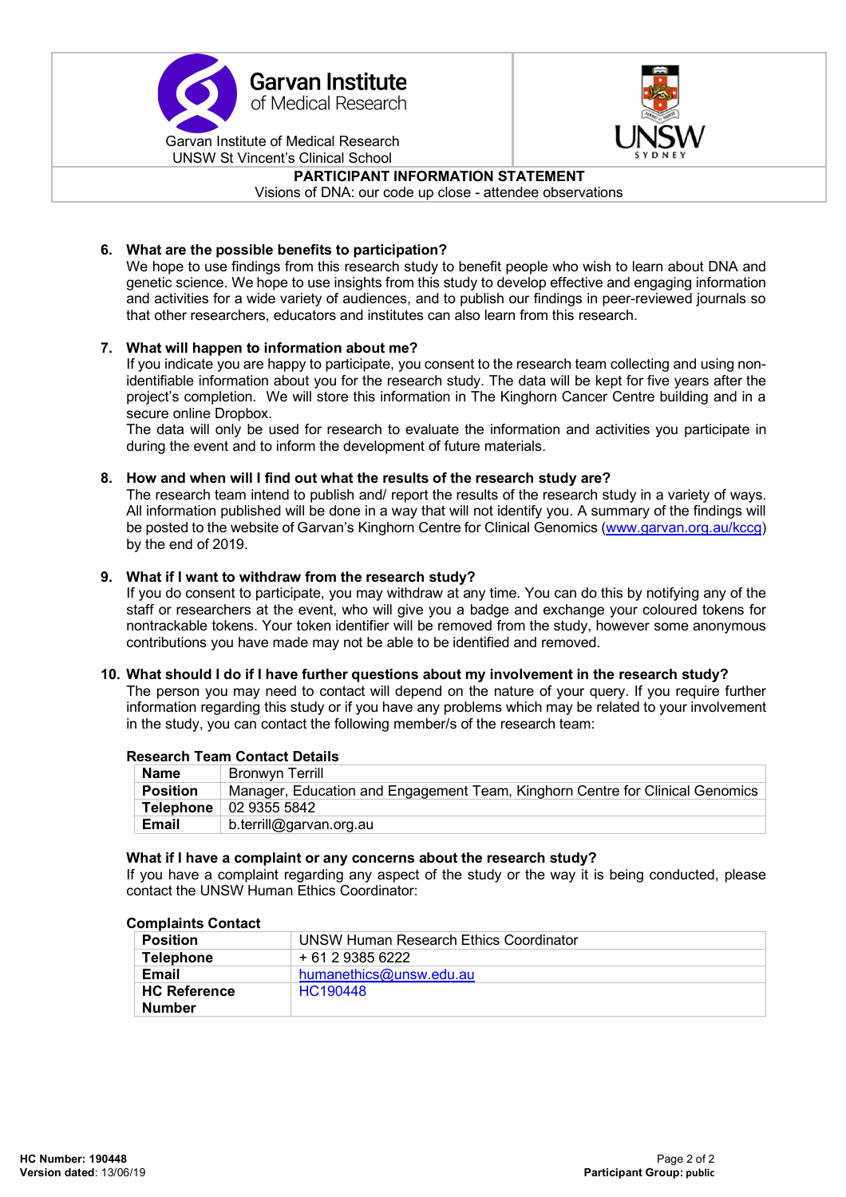**PARTICIPANT INFORMATION STATEMENT**

Visions of DNA: our code up close - attendee observations

6. **What are the possible benefits to participation?**
We hope to use findings from this research study to benefit people who wish to learn about DNA and genetic science. We hope to use insights from this study to develop effective and engaging information and activities for a wide variety of audiences, and to publish our findings in peer-reviewed journals so that other researchers, educators and institutes can also learn from this research.

7. **What will happen to information about me?**
If you indicate you are happy to participate, you consent to the research team collecting and using non-identifiable information about you for the research study. The data will be kept for five years after the project's completion. We will store this information in The Kinghorn Cancer Centre building and in a secure online Dropbox.
The data will only be used for research to evaluate the information and activities you participate in during the event and to inform the development of future materials.

8. **How and when will I find out what the results of the research study are?**
The research team intend to publish and/ report the results of the research study in a variety of ways. All information published will be done in a way that will not identify you. A summary of the findings will be posted to the website of Garvan's Kinghorn Centre for Clinical Genomics (www.garvan.org.au/kccg) by the end of 2019.

9. **What if I want to withdraw from the research study?**
If you do consent to participate, you may withdraw at any time. You can do this by notifying any of the staff or researchers at the event, who will give you a badge and exchange your coloured tokens for nontrackable tokens. Your token identifier will be removed from the study, however some anonymous contributions you have made may not be able to be identified and removed.

10. **What should I do if I have further questions about my involvement in the research study?**
The person you may need to contact will depend on the nature of your query. If you require further information regarding this study or if you have any problems which may be related to your involvement in the study, you can contact the following member/s of the research team:

**Research Team Contact Details**

| | |
|---|---|
| **Name** | Bronwyn Terrill |
| **Position** | Manager, Education and Engagement Team, Kinghorn Centre for Clinical Genomics |
| **Telephone** | 02 9355 5842 |
| **Email** | b.terrill@garvan.org.au |

**What if I have a complaint or any concerns about the research study?**

If you have a complaint regarding any aspect of the study or the way it is being conducted, please contact the UNSW Human Ethics Coordinator:

**Complaints Contact**

| | |
|---|---|
| **Position** | UNSW Human Research Ethics Coordinator |
| **Telephone** | + 61 2 9385 6222 |
| **Email** | humanethics@unsw.edu.au |
| **HC Reference Number** | HC190448 |

**HC Number: 190448**
**Version dated**: 13/06/19

**Participant Group: public**